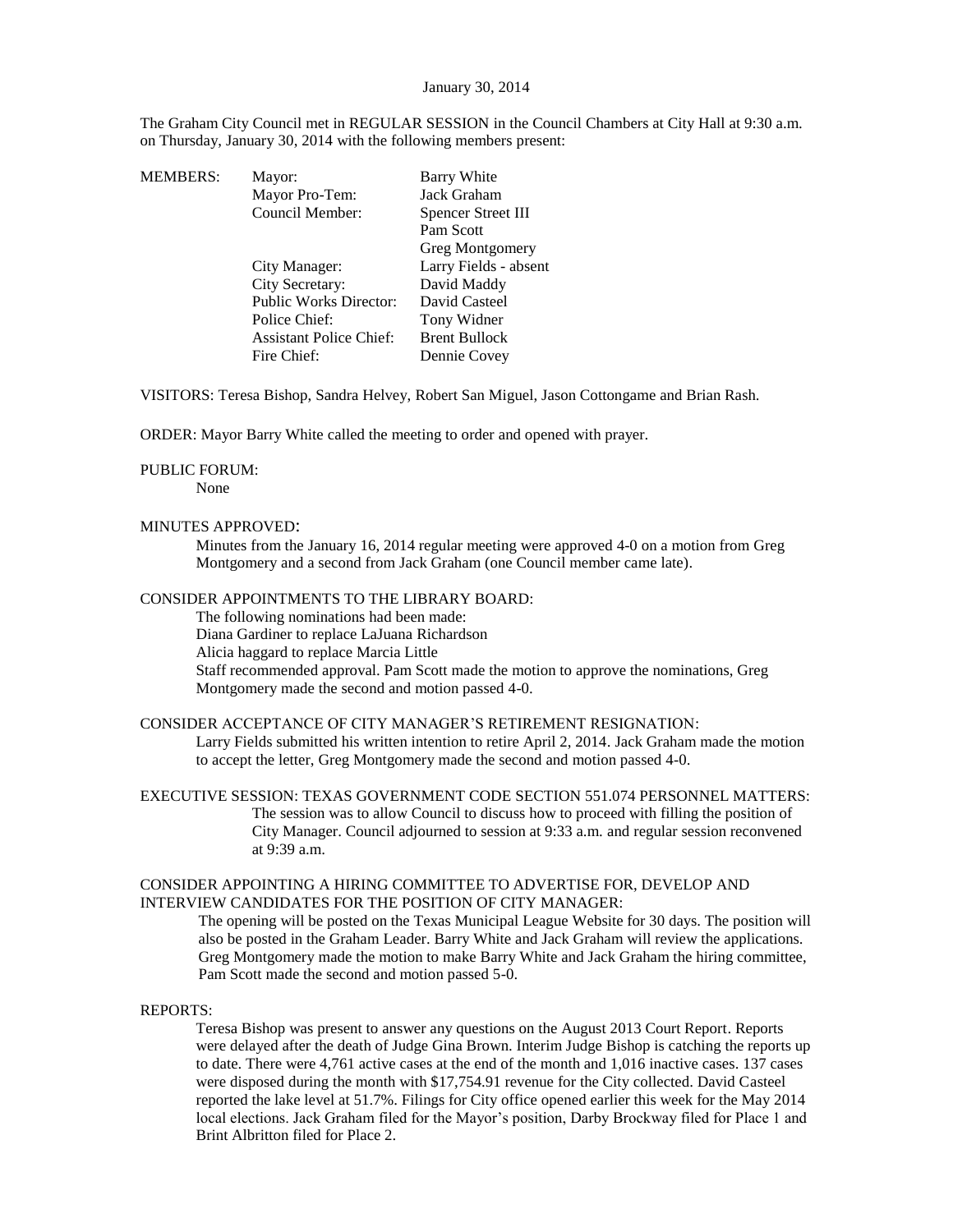January 30, 2014

The Graham City Council met in REGULAR SESSION in the Council Chambers at City Hall at 9:30 a.m. on Thursday, January 30, 2014 with the following members present:

| | | |
|---|---|---|
| MEMBERS: | Mayor: | Barry White |
| | Mayor Pro-Tem: | Jack Graham |
| | Council Member: | Spencer Street III |
| | | Pam Scott |
| | | Greg Montgomery |
| | City Manager: | Larry Fields - absent |
| | City Secretary: | David Maddy |
| | Public Works Director: | David Casteel |
| | Police Chief: | Tony Widner |
| | Assistant Police Chief: | Brent Bullock |
| | Fire Chief: | Dennie Covey |

VISITORS: Teresa Bishop, Sandra Helvey, Robert San Miguel, Jason Cottongame and Brian Rash.

ORDER: Mayor Barry White called the meeting to order and opened with prayer.

PUBLIC FORUM:

None

MINUTES APPROVED:

Minutes from the January 16, 2014 regular meeting were approved 4-0 on a motion from Greg Montgomery and a second from Jack Graham (one Council member came late).

CONSIDER APPOINTMENTS TO THE LIBRARY BOARD:

The following nominations had been made:
Diana Gardiner to replace LaJuana Richardson
Alicia haggard to replace Marcia Little
Staff recommended approval. Pam Scott made the motion to approve the nominations, Greg Montgomery made the second and motion passed 4-0.

CONSIDER ACCEPTANCE OF CITY MANAGER'S RETIREMENT RESIGNATION:

Larry Fields submitted his written intention to retire April 2, 2014. Jack Graham made the motion to accept the letter, Greg Montgomery made the second and motion passed 4-0.

EXECUTIVE SESSION: TEXAS GOVERNMENT CODE SECTION 551.074 PERSONNEL MATTERS:

The session was to allow Council to discuss how to proceed with filling the position of City Manager. Council adjourned to session at 9:33 a.m. and regular session reconvened at 9:39 a.m.

CONSIDER APPOINTING A HIRING COMMITTEE TO ADVERTISE FOR, DEVELOP AND INTERVIEW CANDIDATES FOR THE POSITION OF CITY MANAGER:

The opening will be posted on the Texas Municipal League Website for 30 days. The position will also be posted in the Graham Leader. Barry White and Jack Graham will review the applications. Greg Montgomery made the motion to make Barry White and Jack Graham the hiring committee, Pam Scott made the second and motion passed 5-0.

REPORTS:

Teresa Bishop was present to answer any questions on the August 2013 Court Report. Reports were delayed after the death of Judge Gina Brown. Interim Judge Bishop is catching the reports up to date. There were 4,761 active cases at the end of the month and 1,016 inactive cases. 137 cases were disposed during the month with $17,754.91 revenue for the City collected. David Casteel reported the lake level at 51.7%. Filings for City office opened earlier this week for the May 2014 local elections. Jack Graham filed for the Mayor's position, Darby Brockway filed for Place 1 and Brint Albritton filed for Place 2.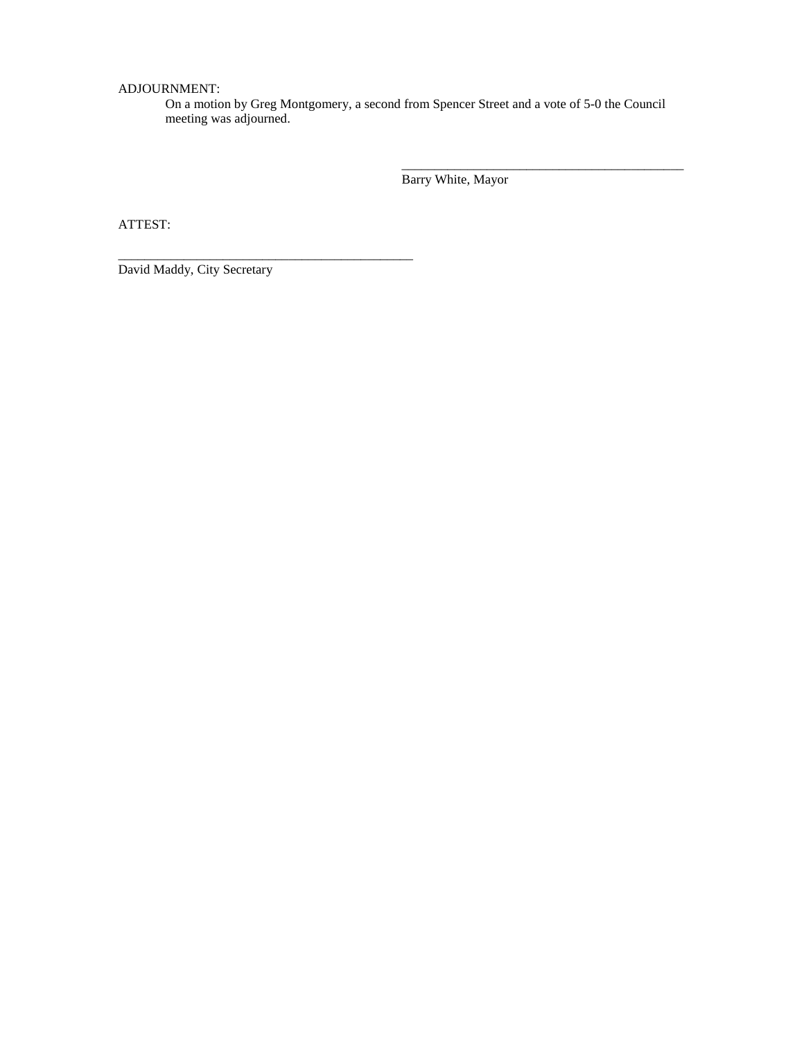ADJOURNMENT:

On a motion by Greg Montgomery, a second from Spencer Street and a vote of 5-0 the Council meeting was adjourned.

\_\_\_\_\_\_\_\_\_\_\_\_\_\_\_\_\_\_\_\_\_\_\_\_\_\_\_\_\_\_\_\_\_\_\_\_\_\_\_\_\_\_\_\_

Barry White, Mayor

ATTEST:

\_\_\_\_\_\_\_\_\_\_\_\_\_\_\_\_\_\_\_\_\_\_\_\_\_\_\_\_\_\_\_\_\_\_\_\_\_\_\_\_\_\_\_\_

David Maddy, City Secretary